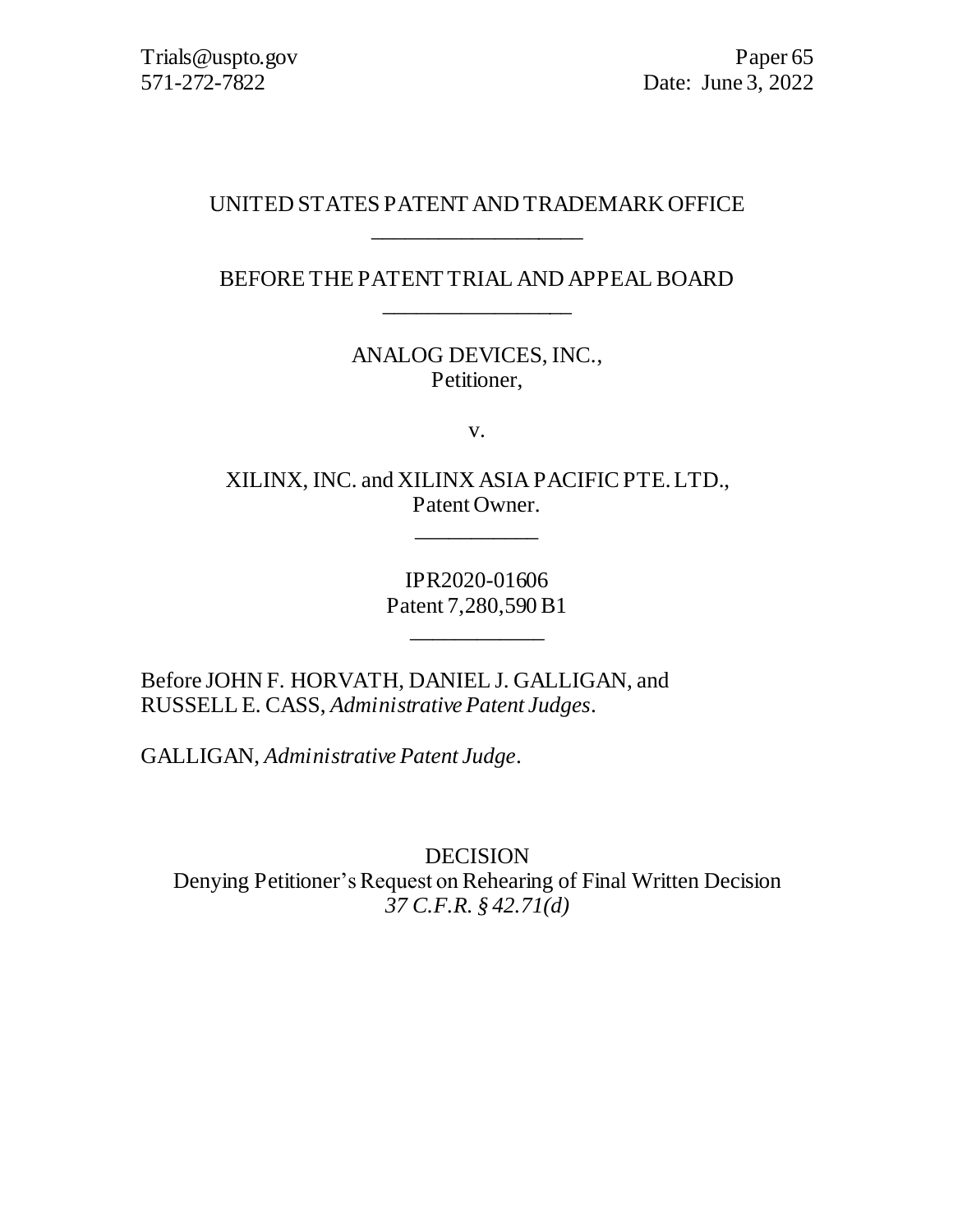Trials@uspto.gov
571-272-7822

Paper 65
Date: June 3, 2022

UNITED STATES PATENT AND TRADEMARK OFFICE

---

BEFORE THE PATENT TRIAL AND APPEAL BOARD

---

ANALOG DEVICES, INC.,
Petitioner,

v.

XILINX, INC. and XILINX ASIA PACIFIC PTE. LTD.,
Patent Owner.

---

IPR2020-01606
Patent 7,280,590 B1

---

Before JOHN F. HORVATH, DANIEL J. GALLIGAN, and RUSSELL E. CASS, *Administrative Patent Judges*.

GALLIGAN, *Administrative Patent Judge*.

DECISION
Denying Petitioner's Request on Rehearing of Final Written Decision
*37 C.F.R. § 42.71(d)*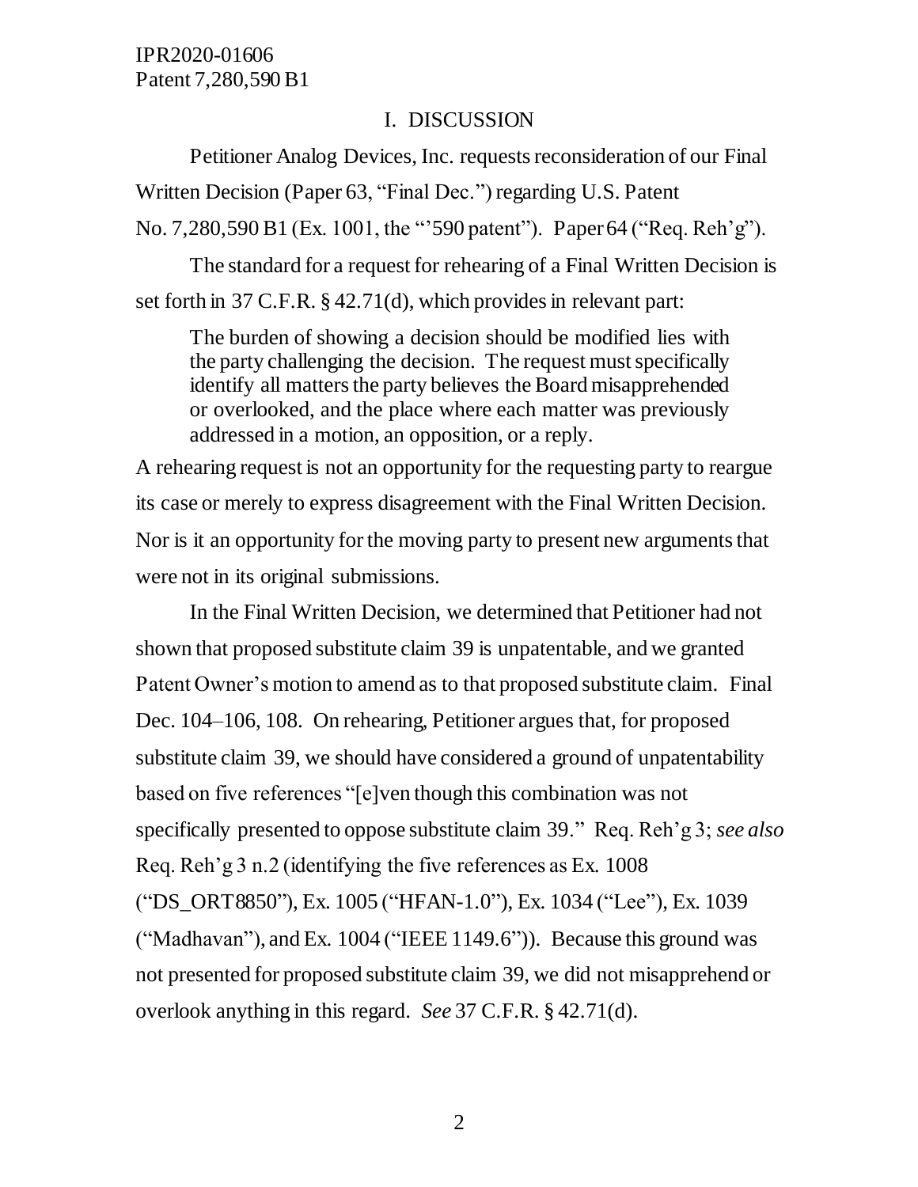## I. DISCUSSION

Petitioner Analog Devices, Inc. requests reconsideration of our Final Written Decision (Paper 63, "Final Dec.") regarding U.S. Patent No. 7,280,590 B1 (Ex. 1001, the "'590 patent"). Paper 64 ("Req. Reh'g").

The standard for a request for rehearing of a Final Written Decision is set forth in 37 C.F.R. § 42.71(d), which provides in relevant part:

> The burden of showing a decision should be modified lies with the party challenging the decision. The request must specifically identify all matters the party believes the Board misapprehended or overlooked, and the place where each matter was previously addressed in a motion, an opposition, or a reply.

A rehearing request is not an opportunity for the requesting party to reargue its case or merely to express disagreement with the Final Written Decision. Nor is it an opportunity for the moving party to present new arguments that were not in its original submissions.

In the Final Written Decision, we determined that Petitioner had not shown that proposed substitute claim 39 is unpatentable, and we granted Patent Owner's motion to amend as to that proposed substitute claim. Final Dec. 104–106, 108. On rehearing, Petitioner argues that, for proposed substitute claim 39, we should have considered a ground of unpatentability based on five references "[e]ven though this combination was not specifically presented to oppose substitute claim 39." Req. Reh'g 3; *see also* Req. Reh'g 3 n.2 (identifying the five references as Ex. 1008 ("DS_ORT8850"), Ex. 1005 ("HFAN-1.0"), Ex. 1034 ("Lee"), Ex. 1039 ("Madhavan"), and Ex. 1004 ("IEEE 1149.6")). Because this ground was not presented for proposed substitute claim 39, we did not misapprehend or overlook anything in this regard. *See* 37 C.F.R. § 42.71(d).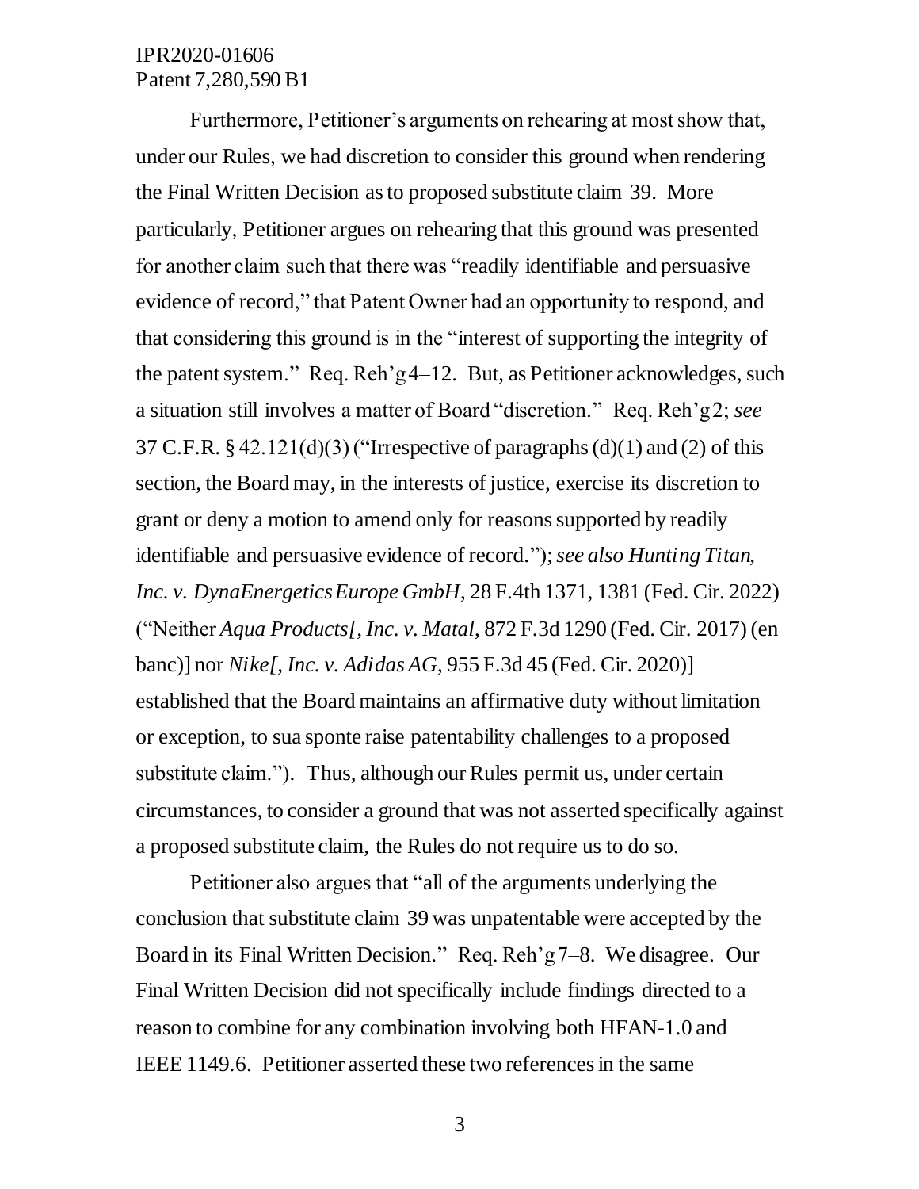Furthermore, Petitioner's arguments on rehearing at most show that, under our Rules, we had discretion to consider this ground when rendering the Final Written Decision as to proposed substitute claim 39. More particularly, Petitioner argues on rehearing that this ground was presented for another claim such that there was "readily identifiable and persuasive evidence of record," that Patent Owner had an opportunity to respond, and that considering this ground is in the "interest of supporting the integrity of the patent system." Req. Reh'g 4–12. But, as Petitioner acknowledges, such a situation still involves a matter of Board "discretion." Req. Reh'g 2; *see* 37 C.F.R. § 42.121(d)(3) ("Irrespective of paragraphs (d)(1) and (2) of this section, the Board may, in the interests of justice, exercise its discretion to grant or deny a motion to amend only for reasons supported by readily identifiable and persuasive evidence of record."); *see also Hunting Titan, Inc. v. DynaEnergetics Europe GmbH*, 28 F.4th 1371, 1381 (Fed. Cir. 2022) ("Neither *Aqua Products[, Inc. v. Matal*, 872 F.3d 1290 (Fed. Cir. 2017) (en banc)] nor *Nike[, Inc. v. Adidas AG*, 955 F.3d 45 (Fed. Cir. 2020)] established that the Board maintains an affirmative duty without limitation or exception, to sua sponte raise patentability challenges to a proposed substitute claim."). Thus, although our Rules permit us, under certain circumstances, to consider a ground that was not asserted specifically against a proposed substitute claim, the Rules do not require us to do so.

Petitioner also argues that "all of the arguments underlying the conclusion that substitute claim 39 was unpatentable were accepted by the Board in its Final Written Decision." Req. Reh'g 7–8. We disagree. Our Final Written Decision did not specifically include findings directed to a reason to combine for any combination involving both HFAN-1.0 and IEEE 1149.6. Petitioner asserted these two references in the same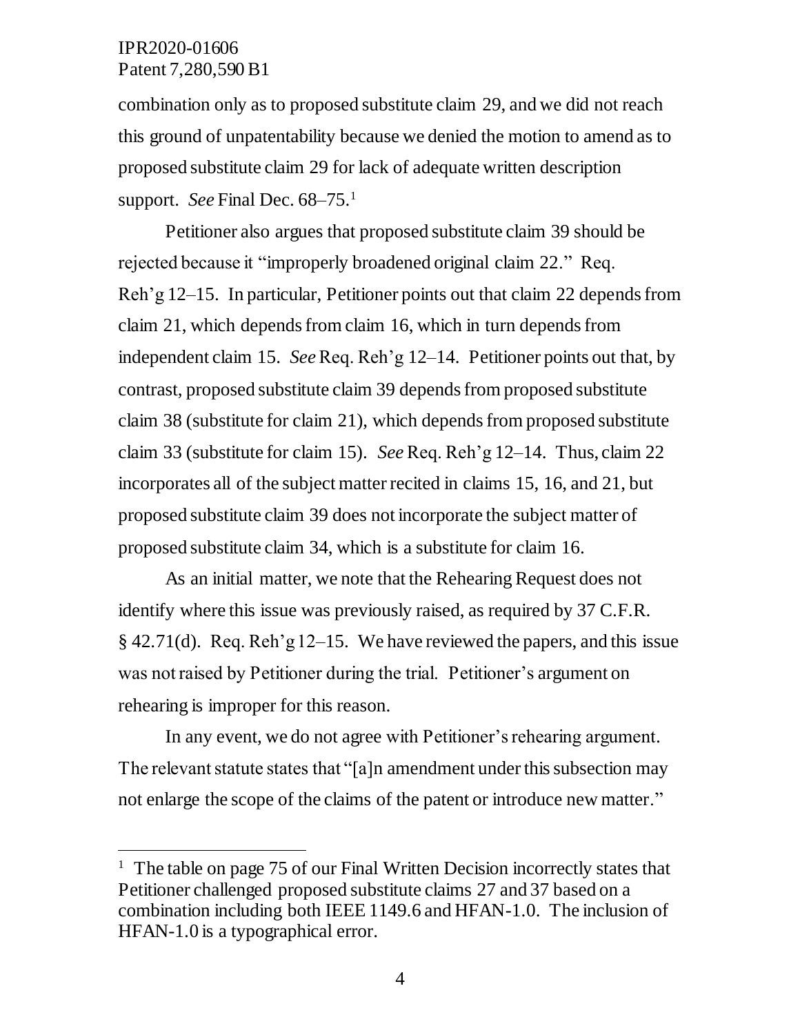combination only as to proposed substitute claim 29, and we did not reach this ground of unpatentability because we denied the motion to amend as to proposed substitute claim 29 for lack of adequate written description support. *See* Final Dec. 68–75.[1]

Petitioner also argues that proposed substitute claim 39 should be rejected because it "improperly broadened original claim 22." Req. Reh'g 12–15. In particular, Petitioner points out that claim 22 depends from claim 21, which depends from claim 16, which in turn depends from independent claim 15. *See* Req. Reh'g 12–14. Petitioner points out that, by contrast, proposed substitute claim 39 depends from proposed substitute claim 38 (substitute for claim 21), which depends from proposed substitute claim 33 (substitute for claim 15). *See* Req. Reh'g 12–14. Thus, claim 22 incorporates all of the subject matter recited in claims 15, 16, and 21, but proposed substitute claim 39 does not incorporate the subject matter of proposed substitute claim 34, which is a substitute for claim 16.

As an initial matter, we note that the Rehearing Request does not identify where this issue was previously raised, as required by 37 C.F.R. § 42.71(d). Req. Reh'g 12–15. We have reviewed the papers, and this issue was not raised by Petitioner during the trial. Petitioner's argument on rehearing is improper for this reason.

In any event, we do not agree with Petitioner's rehearing argument. The relevant statute states that "[a]n amendment under this subsection may not enlarge the scope of the claims of the patent or introduce new matter."

---

[1] The table on page 75 of our Final Written Decision incorrectly states that Petitioner challenged proposed substitute claims 27 and 37 based on a combination including both IEEE 1149.6 and HFAN-1.0. The inclusion of HFAN-1.0 is a typographical error.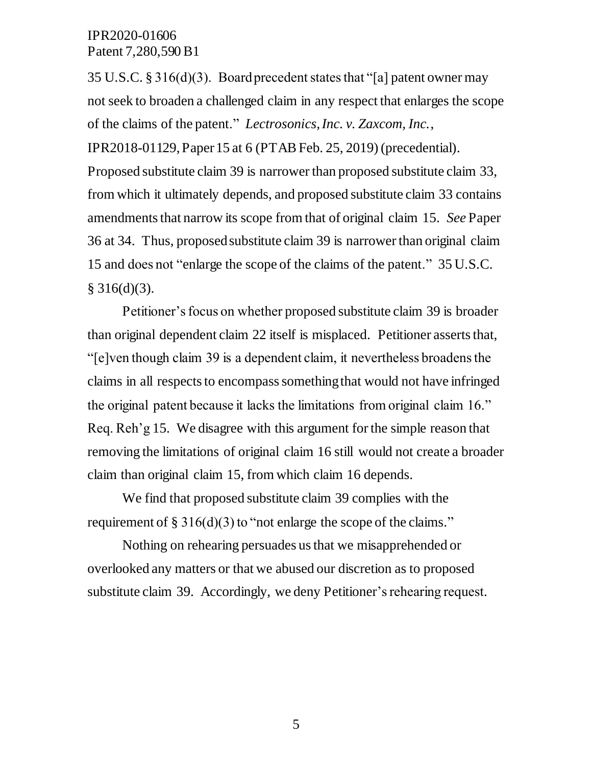35 U.S.C. § 316(d)(3). Board precedent states that "[a] patent owner may not seek to broaden a challenged claim in any respect that enlarges the scope of the claims of the patent." *Lectrosonics, Inc. v. Zaxcom, Inc.*, IPR2018-01129, Paper 15 at 6 (PTAB Feb. 25, 2019) (precedential). Proposed substitute claim 39 is narrower than proposed substitute claim 33, from which it ultimately depends, and proposed substitute claim 33 contains amendments that narrow its scope from that of original claim 15. *See* Paper 36 at 34. Thus, proposed substitute claim 39 is narrower than original claim 15 and does not "enlarge the scope of the claims of the patent." 35 U.S.C. § 316(d)(3).

Petitioner's focus on whether proposed substitute claim 39 is broader than original dependent claim 22 itself is misplaced. Petitioner asserts that, "[e]ven though claim 39 is a dependent claim, it nevertheless broadens the claims in all respects to encompass something that would not have infringed the original patent because it lacks the limitations from original claim 16." Req. Reh'g 15. We disagree with this argument for the simple reason that removing the limitations of original claim 16 still would not create a broader claim than original claim 15, from which claim 16 depends.

We find that proposed substitute claim 39 complies with the requirement of § 316(d)(3) to "not enlarge the scope of the claims."

Nothing on rehearing persuades us that we misapprehended or overlooked any matters or that we abused our discretion as to proposed substitute claim 39. Accordingly, we deny Petitioner's rehearing request.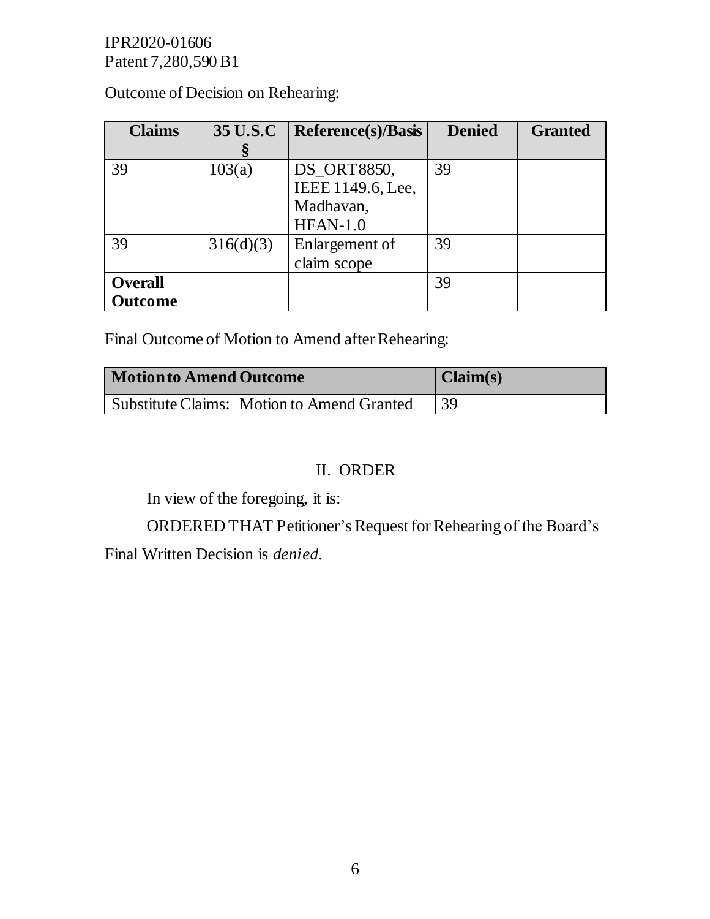Outcome of Decision on Rehearing:

| Claims | 35 U.S.C § | Reference(s)/Basis | Denied | Granted |
| --- | --- | --- | --- | --- |
| 39 | 103(a) | DS_ORT8850, IEEE 1149.6, Lee, Madhavan, HFAN-1.0 | 39 | |
| 39 | 316(d)(3) | Enlargement of claim scope | 39 | |
| **Overall Outcome** | | | 39 | |

Final Outcome of Motion to Amend after Rehearing:

| Motion to Amend Outcome | Claim(s) |
| --- | --- |
| Substitute Claims: Motion to Amend Granted | 39 |

## II. ORDER

In view of the foregoing, it is:

ORDERED THAT Petitioner's Request for Rehearing of the Board's Final Written Decision is *denied*.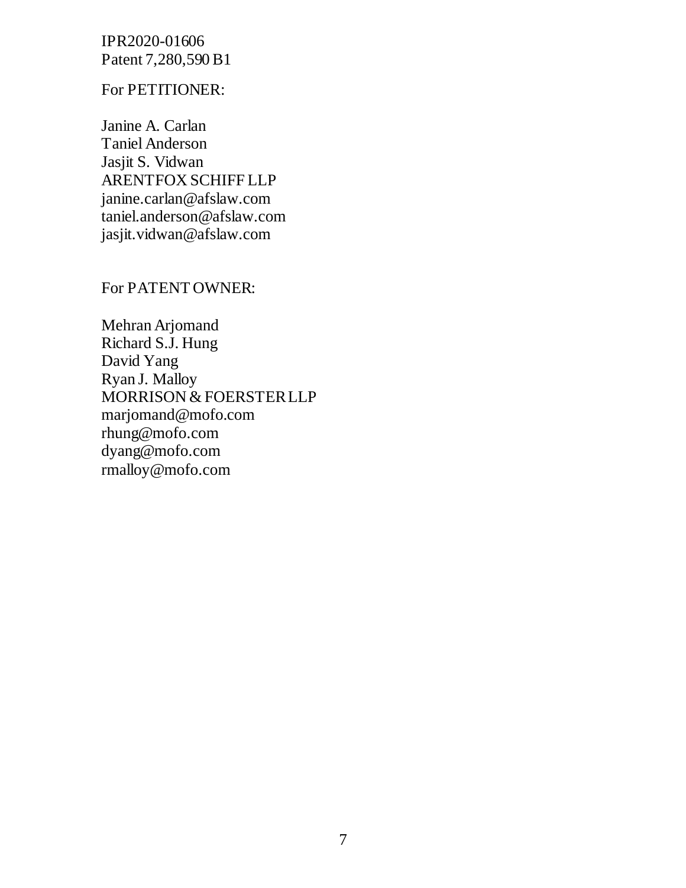For PETITIONER:

Janine A. Carlan
Taniel Anderson
Jasjit S. Vidwan
ARENTFOX SCHIFF LLP
janine.carlan@afslaw.com
taniel.anderson@afslaw.com
jasjit.vidwan@afslaw.com

For PATENT OWNER:

Mehran Arjomand
Richard S.J. Hung
David Yang
Ryan J. Malloy
MORRISON & FOERSTER LLP
marjomand@mofo.com
rhung@mofo.com
dyang@mofo.com
rmalloy@mofo.com